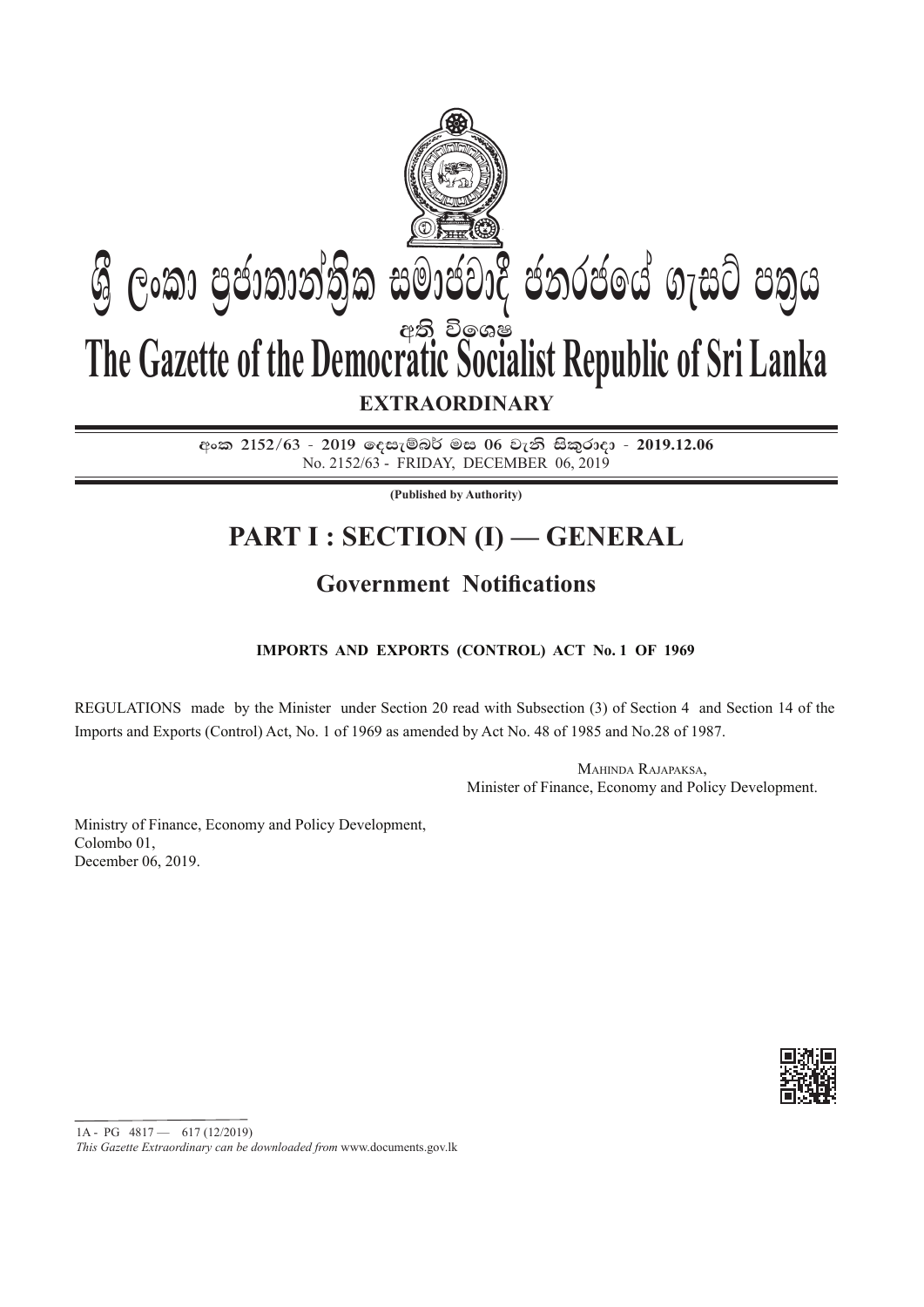# ශ්‍රී ලංකා ප්‍රජාතාන්ත්‍රික සමාජවාදී ජනරජයේ ගැසට් පත්‍රය

අති විශෙෂ

# The Gazette of the Democratic Socialist Republic of Sri Lanka

**EXTRAORDINARY**

**අංක 2152/63 - 2019 දෙසැම්බර් මස 06 වැනි සිකුරාදා - 2019.12.06**
No. 2152/63 - FRIDAY, DECEMBER 06, 2019

**(Published by Authority)**

## PART I : SECTION (I) — GENERAL

### Government Notifications

**IMPORTS AND EXPORTS (CONTROL) ACT No. 1 OF 1969**

REGULATIONS made by the Minister under Section 20 read with Subsection (3) of Section 4 and Section 14 of the Imports and Exports (Control) Act, No. 1 of 1969 as amended by Act No. 48 of 1985 and No.28 of 1987.

MAHINDA RAJAPAKSA,
Minister of Finance, Economy and Policy Development.

Ministry of Finance, Economy and Policy Development,
Colombo 01,
December 06, 2019.

1A - PG 4817 — 617 (12/2019)

*This Gazette Extraordinary can be downloaded from* www.documents.gov.lk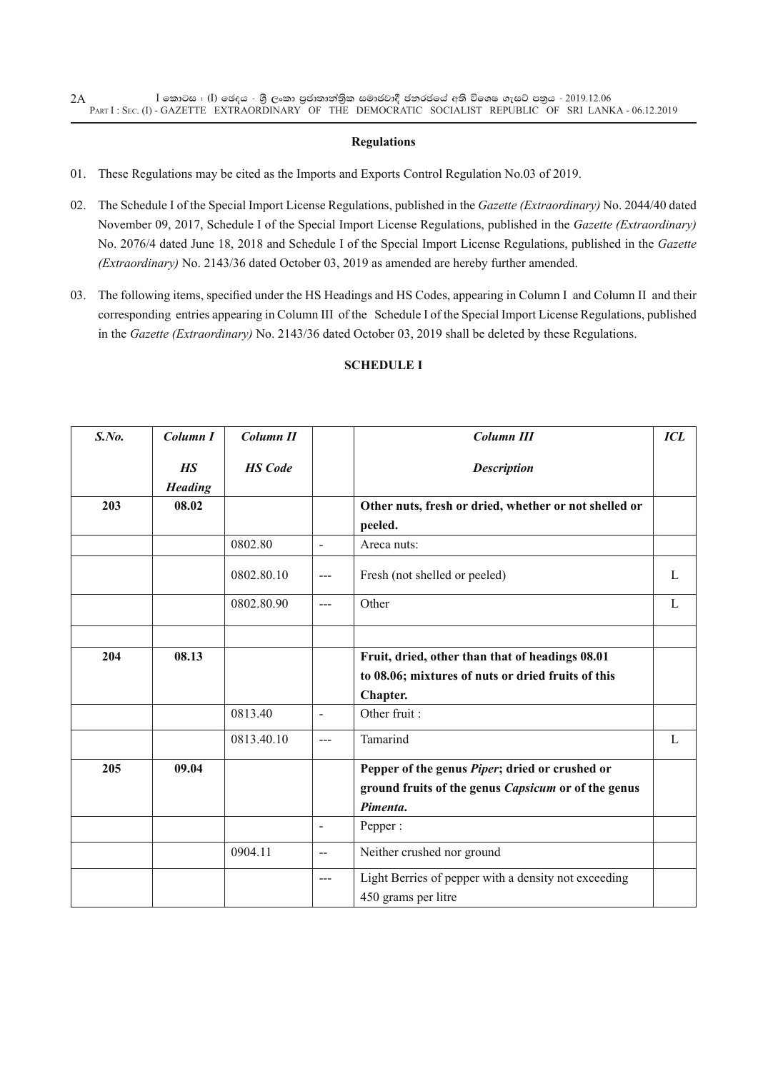**Regulations**

01. These Regulations may be cited as the Imports and Exports Control Regulation No.03 of 2019.

02. The Schedule I of the Special Import License Regulations, published in the *Gazette (Extraordinary)* No. 2044/40 dated November 09, 2017, Schedule I of the Special Import License Regulations, published in the *Gazette (Extraordinary)* No. 2076/4 dated June 18, 2018 and Schedule I of the Special Import License Regulations, published in the *Gazette (Extraordinary)* No. 2143/36 dated October 03, 2019 as amended are hereby further amended.

03. The following items, specified under the HS Headings and HS Codes, appearing in Column I and Column II and their corresponding entries appearing in Column III of the Schedule I of the Special Import License Regulations, published in the *Gazette (Extraordinary)* No. 2143/36 dated October 03, 2019 shall be deleted by these Regulations.

**SCHEDULE I**

| *S.No.* | *Column I* *HS Heading* | *Column II* *HS Code* | | *Column III* *Description* | *ICL* |
|---|---|---|---|---|---|
| **203** | **08.02** | | | **Other nuts, fresh or dried, whether or not shelled or peeled.** | |
| | | 0802.80 | - | Areca nuts: | |
| | | 0802.80.10 | --- | Fresh (not shelled or peeled) | L |
| | | 0802.80.90 | --- | Other | L |
| | | | | | |
| **204** | **08.13** | | | **Fruit, dried, other than that of headings 08.01 to 08.06; mixtures of nuts or dried fruits of this Chapter.** | |
| | | 0813.40 | - | Other fruit : | |
| | | 0813.40.10 | --- | Tamarind | L |
| **205** | **09.04** | | | **Pepper of the genus *Piper*; dried or crushed or ground fruits of the genus *Capsicum* or of the genus *Pimenta*.** | |
| | | | - | Pepper : | |
| | | 0904.11 | -- | Neither crushed nor ground | |
| | | | --- | Light Berries of pepper with a density not exceeding 450 grams per litre | |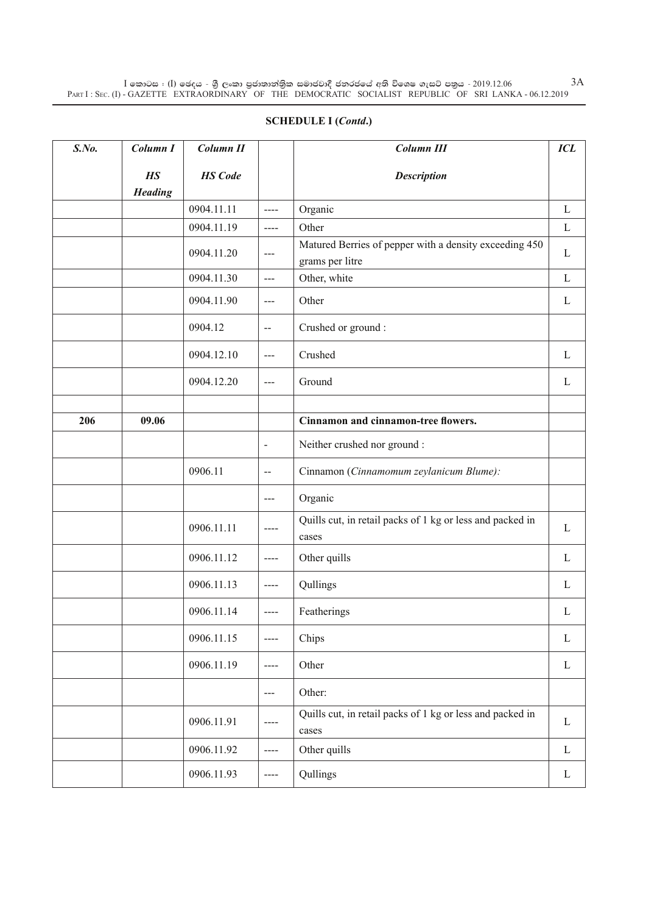**SCHEDULE I (*Contd*.)**

| *S.No.* | *Column I* *HS Heading* | *Column II* *HS Code* | | *Column III* *Description* | *ICL* |
|---|---|---|---|---|---|
| | | 0904.11.11 | ---- | Organic | L |
| | | 0904.11.19 | ---- | Other | L |
| | | 0904.11.20 | --- | Matured Berries of pepper with a density exceeding 450 grams per litre | L |
| | | 0904.11.30 | --- | Other, white | L |
| | | 0904.11.90 | --- | Other | L |
| | | 0904.12 | -- | Crushed or ground : | |
| | | 0904.12.10 | --- | Crushed | L |
| | | 0904.12.20 | --- | Ground | L |
| | | | | | |
| **206** | **09.06** | | | **Cinnamon and cinnamon-tree flowers.** | |
| | | | - | Neither crushed nor ground : | |
| | | 0906.11 | -- | Cinnamon (*Cinnamomum zeylanicum Blume):* | |
| | | | --- | Organic | |
| | | 0906.11.11 | ---- | Quills cut, in retail packs of 1 kg or less and packed in cases | L |
| | | 0906.11.12 | ---- | Other quills | L |
| | | 0906.11.13 | ---- | Qullings | L |
| | | 0906.11.14 | ---- | Featherings | L |
| | | 0906.11.15 | ---- | Chips | L |
| | | 0906.11.19 | ---- | Other | L |
| | | | --- | Other: | |
| | | 0906.11.91 | ---- | Quills cut, in retail packs of 1 kg or less and packed in cases | L |
| | | 0906.11.92 | ---- | Other quills | L |
| | | 0906.11.93 | ---- | Qullings | L |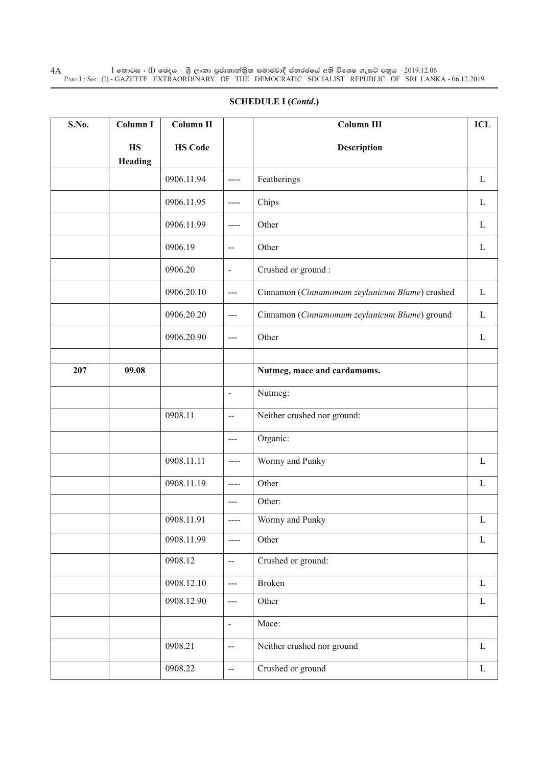**SCHEDULE I (*Contd*.)**

| S.No. | Column I<br>HS Heading | Column II<br>HS Code | | Column III<br>Description | ICL |
|---|---|---|---|---|---|
| | | 0906.11.94 | ---- | Featherings | L |
| | | 0906.11.95 | ---- | Chips | L |
| | | 0906.11.99 | ---- | Other | L |
| | | 0906.19 | -- | Other | L |
| | | 0906.20 | - | Crushed or ground : | |
| | | 0906.20.10 | --- | Cinnamon (*Cinnamomum zeylanicum Blume*) crushed | L |
| | | 0906.20.20 | --- | Cinnamon (*Cinnamomum zeylanicum Blume*) ground | L |
| | | 0906.20.90 | --- | Other | L |
| | | | | | |
| **207** | **09.08** | | | **Nutmeg, mace and cardamoms.** | |
| | | | - | Nutmeg: | |
| | | 0908.11 | -- | Neither crushed nor ground: | |
| | | | --- | Organic: | |
| | | 0908.11.11 | ---- | Wormy and Punky | L |
| | | 0908.11.19 | ---- | Other | L |
| | | | --- | Other: | |
| | | 0908.11.91 | ---- | Wormy and Punky | L |
| | | 0908.11.99 | ---- | Other | L |
| | | 0908.12 | -- | Crushed or ground: | |
| | | 0908.12.10 | --- | Broken | L |
| | | 0908.12.90 | --- | Other | L |
| | | | - | Mace: | |
| | | 0908.21 | -- | Neither crushed nor ground | L |
| | | 0908.22 | -- | Crushed or ground | L |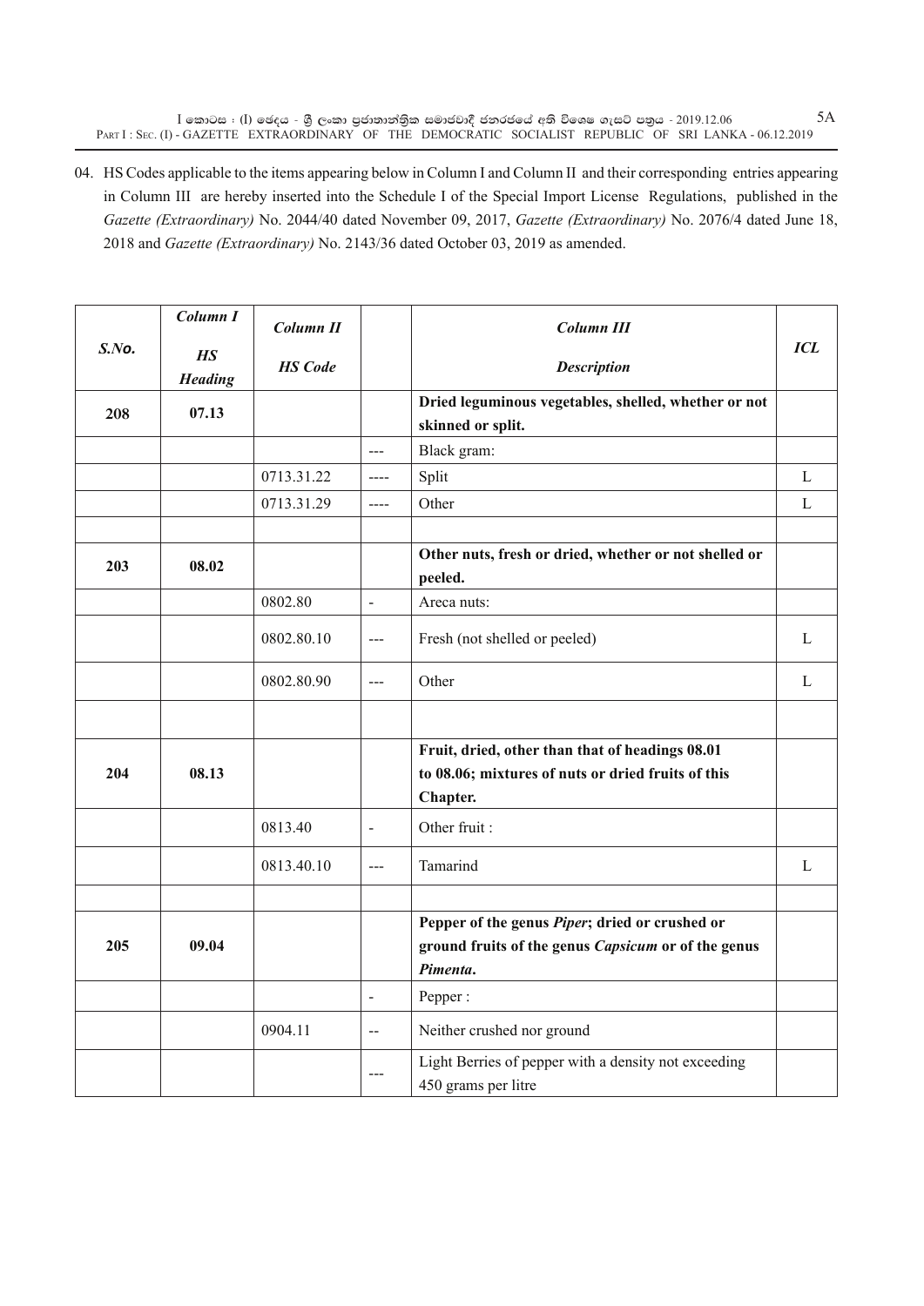04. HS Codes applicable to the items appearing below in Column I and Column II and their corresponding entries appearing in Column III are hereby inserted into the Schedule I of the Special Import License Regulations, published in the *Gazette (Extraordinary)* No. 2044/40 dated November 09, 2017, *Gazette (Extraordinary)* No. 2076/4 dated June 18, 2018 and *Gazette (Extraordinary)* No. 2143/36 dated October 03, 2019 as amended.

| S.No. | Column I<br>HS Heading | Column II<br>HS Code | | Column III<br>Description | ICL |
|---|---|---|---|---|---|
| 208 | 07.13 | | | **Dried leguminous vegetables, shelled, whether or not skinned or split.** | |
| | | | --- | Black gram: | |
| | | 0713.31.22 | ---- | Split | L |
| | | 0713.31.29 | ---- | Other | L |
| | | | | | |
| 203 | 08.02 | | | **Other nuts, fresh or dried, whether or not shelled or peeled.** | |
| | | 0802.80 | - | Areca nuts: | |
| | | 0802.80.10 | --- | Fresh (not shelled or peeled) | L |
| | | 0802.80.90 | --- | Other | L |
| | | | | | |
| 204 | 08.13 | | | **Fruit, dried, other than that of headings 08.01 to 08.06; mixtures of nuts or dried fruits of this Chapter.** | |
| | | 0813.40 | - | Other fruit : | |
| | | 0813.40.10 | --- | Tamarind | L |
| | | | | | |
| 205 | 09.04 | | | **Pepper of the genus *Piper*; dried or crushed or ground fruits of the genus *Capsicum* or of the genus *Pimenta*.** | |
| | | | - | Pepper : | |
| | | 0904.11 | -- | Neither crushed nor ground | |
| | | | --- | Light Berries of pepper with a density not exceeding 450 grams per litre | |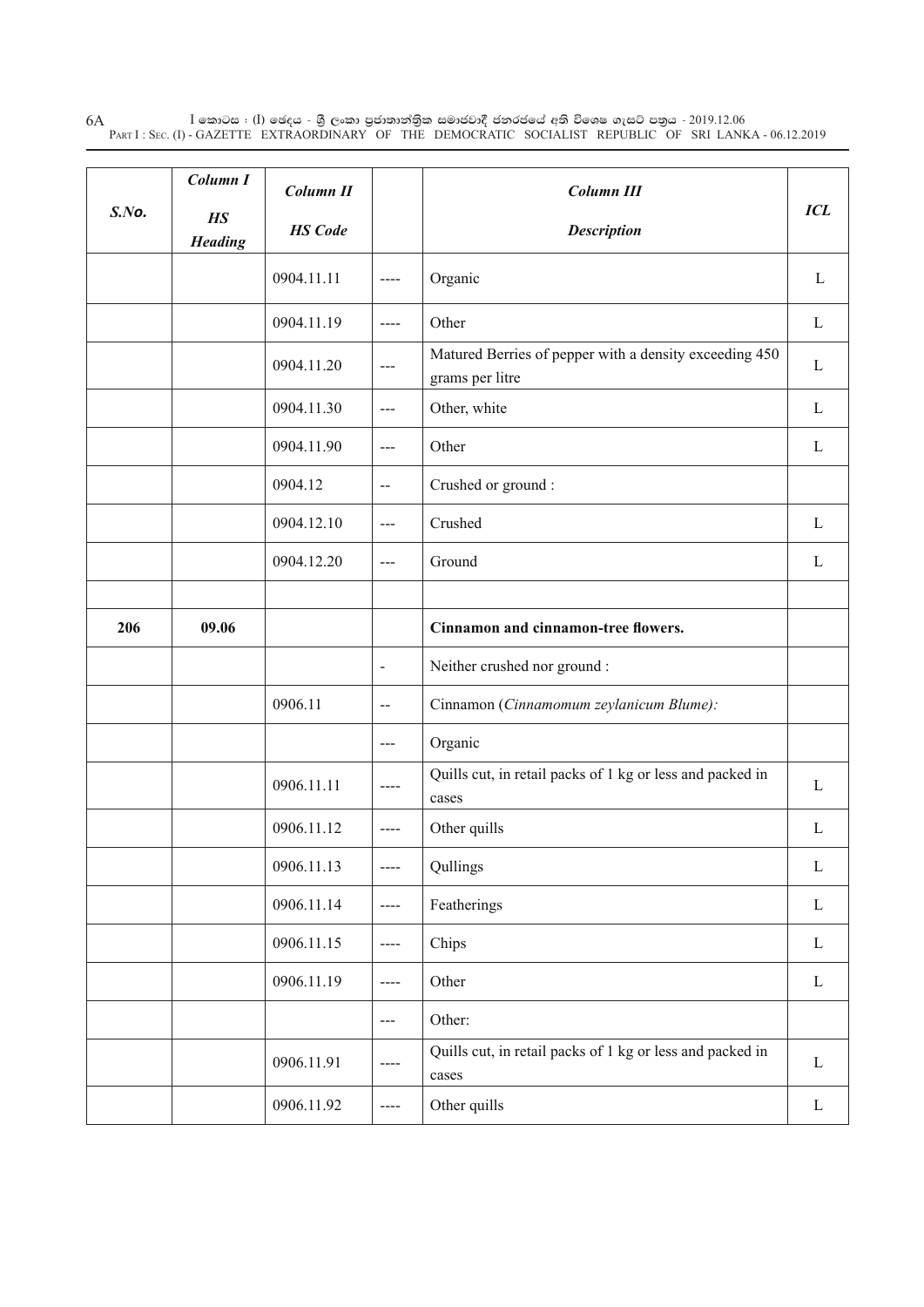| S.No. | Column I<br>HS<br>Heading | Column II<br>HS Code | | Column III<br>Description | ICL |
|---|---|---|---|---|---|
| | | 0904.11.11 | ---- | Organic | L |
| | | 0904.11.19 | ---- | Other | L |
| | | 0904.11.20 | --- | Matured Berries of pepper with a density exceeding 450 grams per litre | L |
| | | 0904.11.30 | --- | Other, white | L |
| | | 0904.11.90 | --- | Other | L |
| | | 0904.12 | -- | Crushed or ground : | |
| | | 0904.12.10 | --- | Crushed | L |
| | | 0904.12.20 | --- | Ground | L |
| | | | | | |
| **206** | **09.06** | | | **Cinnamon and cinnamon-tree flowers.** | |
| | | | - | Neither crushed nor ground : | |
| | | 0906.11 | -- | Cinnamon (*Cinnamomum zeylanicum Blume):* | |
| | | | --- | Organic | |
| | | 0906.11.11 | ---- | Quills cut, in retail packs of 1 kg or less and packed in cases | L |
| | | 0906.11.12 | ---- | Other quills | L |
| | | 0906.11.13 | ---- | Qullings | L |
| | | 0906.11.14 | ---- | Featherings | L |
| | | 0906.11.15 | ---- | Chips | L |
| | | 0906.11.19 | ---- | Other | L |
| | | | --- | Other: | |
| | | 0906.11.91 | ---- | Quills cut, in retail packs of 1 kg or less and packed in cases | L |
| | | 0906.11.92 | ---- | Other quills | L |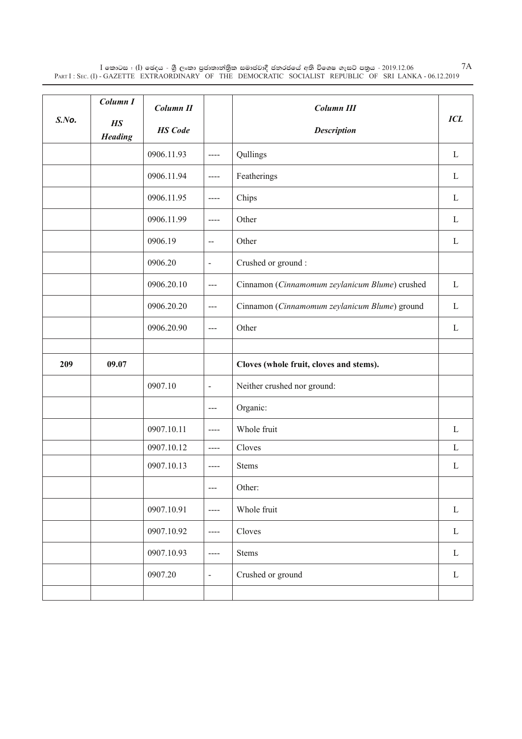| S.No. | Column I<br>HS Heading | Column II<br>HS Code | | Column III<br>Description | ICL |
|---|---|---|---|---|---|
| | | 0906.11.93 | ---- | Qullings | L |
| | | 0906.11.94 | ---- | Featherings | L |
| | | 0906.11.95 | ---- | Chips | L |
| | | 0906.11.99 | ---- | Other | L |
| | | 0906.19 | -- | Other | L |
| | | 0906.20 | - | Crushed or ground : | |
| | | 0906.20.10 | --- | Cinnamon (*Cinnamomum zeylanicum Blume*) crushed | L |
| | | 0906.20.20 | --- | Cinnamon (*Cinnamomum zeylanicum Blume*) ground | L |
| | | 0906.20.90 | --- | Other | L |
| | | | | | |
| **209** | **09.07** | | | **Cloves (whole fruit, cloves and stems).** | |
| | | 0907.10 | - | Neither crushed nor ground: | |
| | | | --- | Organic: | |
| | | 0907.10.11 | ---- | Whole fruit | L |
| | | 0907.10.12 | ---- | Cloves | L |
| | | 0907.10.13 | ---- | Stems | L |
| | | | --- | Other: | |
| | | 0907.10.91 | ---- | Whole fruit | L |
| | | 0907.10.92 | ---- | Cloves | L |
| | | 0907.10.93 | ---- | Stems | L |
| | | 0907.20 | - | Crushed or ground | L |
| | | | | | |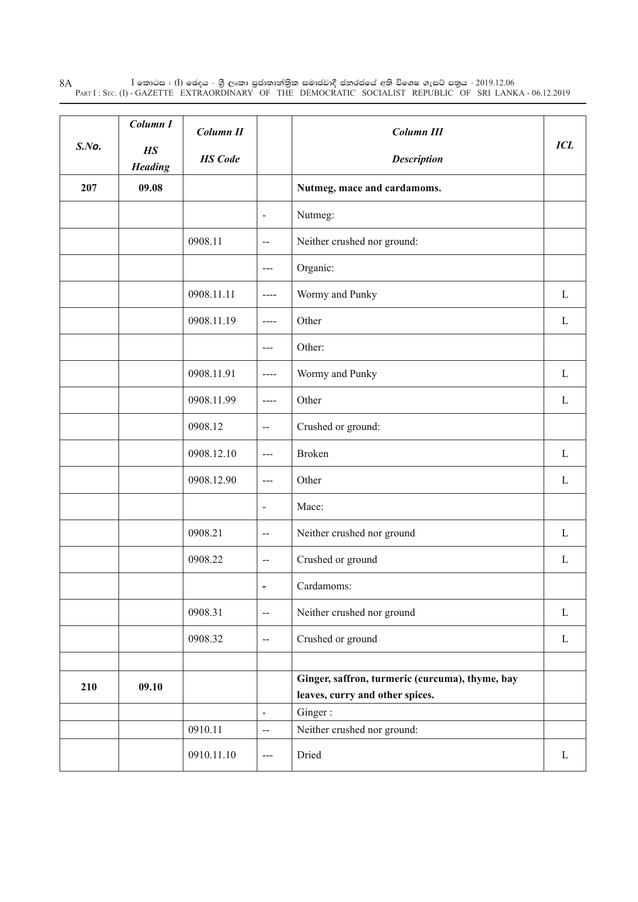| S.No. | Column I<br>HS<br>Heading | Column II<br>HS Code | | Column III<br>Description | ICL |
|---|---|---|---|---|---|
| **207** | **09.08** | | | **Nutmeg, mace and cardamoms.** | |
| | | | - | Nutmeg: | |
| | | 0908.11 | -- | Neither crushed nor ground: | |
| | | | --- | Organic: | |
| | | 0908.11.11 | ---- | Wormy and Punky | L |
| | | 0908.11.19 | ---- | Other | L |
| | | | --- | Other: | |
| | | 0908.11.91 | ---- | Wormy and Punky | L |
| | | 0908.11.99 | ---- | Other | L |
| | | 0908.12 | -- | Crushed or ground: | |
| | | 0908.12.10 | --- | Broken | L |
| | | 0908.12.90 | --- | Other | L |
| | | | - | Mace: | |
| | | 0908.21 | -- | Neither crushed nor ground | L |
| | | 0908.22 | -- | Crushed or ground | L |
| | | | - | Cardamoms: | |
| | | 0908.31 | -- | Neither crushed nor ground | L |
| | | 0908.32 | -- | Crushed or ground | L |
| | | | | | |
| **210** | **09.10** | | | **Ginger, saffron, turmeric (curcuma), thyme, bay leaves, curry and other spices.** | |
| | | | - | Ginger : | |
| | | 0910.11 | -- | Neither crushed nor ground: | |
| | | 0910.11.10 | --- | Dried | L |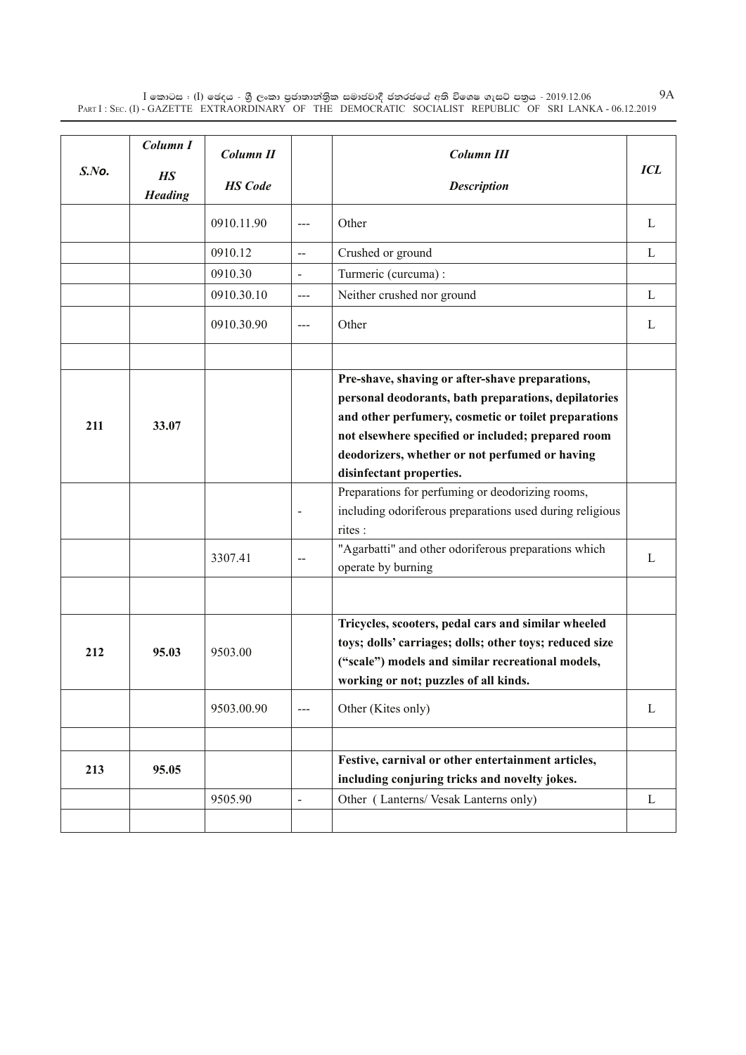| S.No. | Column I<br>HS Heading | Column II<br>HS Code | | Column III<br>Description | ICL |
|---|---|---|---|---|---|
| | | 0910.11.90 | --- | Other | L |
| | | 0910.12 | -- | Crushed or ground | L |
| | | 0910.30 | - | Turmeric (curcuma) : | |
| | | 0910.30.10 | --- | Neither crushed nor ground | L |
| | | 0910.30.90 | --- | Other | L |
| | | | | | |
| 211 | 33.07 | | | **Pre-shave, shaving or after-shave preparations, personal deodorants, bath preparations, depilatories and other perfumery, cosmetic or toilet preparations not elsewhere specified or included; prepared room deodorizers, whether or not perfumed or having disinfectant properties.** | |
| | | | - | Preparations for perfuming or deodorizing rooms, including odoriferous preparations used during religious rites : | |
| | | 3307.41 | -- | "Agarbatti" and other odoriferous preparations which operate by burning | L |
| | | | | | |
| 212 | 95.03 | 9503.00 | | **Tricycles, scooters, pedal cars and similar wheeled toys; dolls' carriages; dolls; other toys; reduced size ("scale") models and similar recreational models, working or not; puzzles of all kinds.** | |
| | | 9503.00.90 | --- | Other (Kites only) | L |
| | | | | | |
| 213 | 95.05 | | | **Festive, carnival or other entertainment articles, including conjuring tricks and novelty jokes.** | |
| | | 9505.90 | - | Other ( Lanterns/ Vesak Lanterns only) | L |
| | | | | | |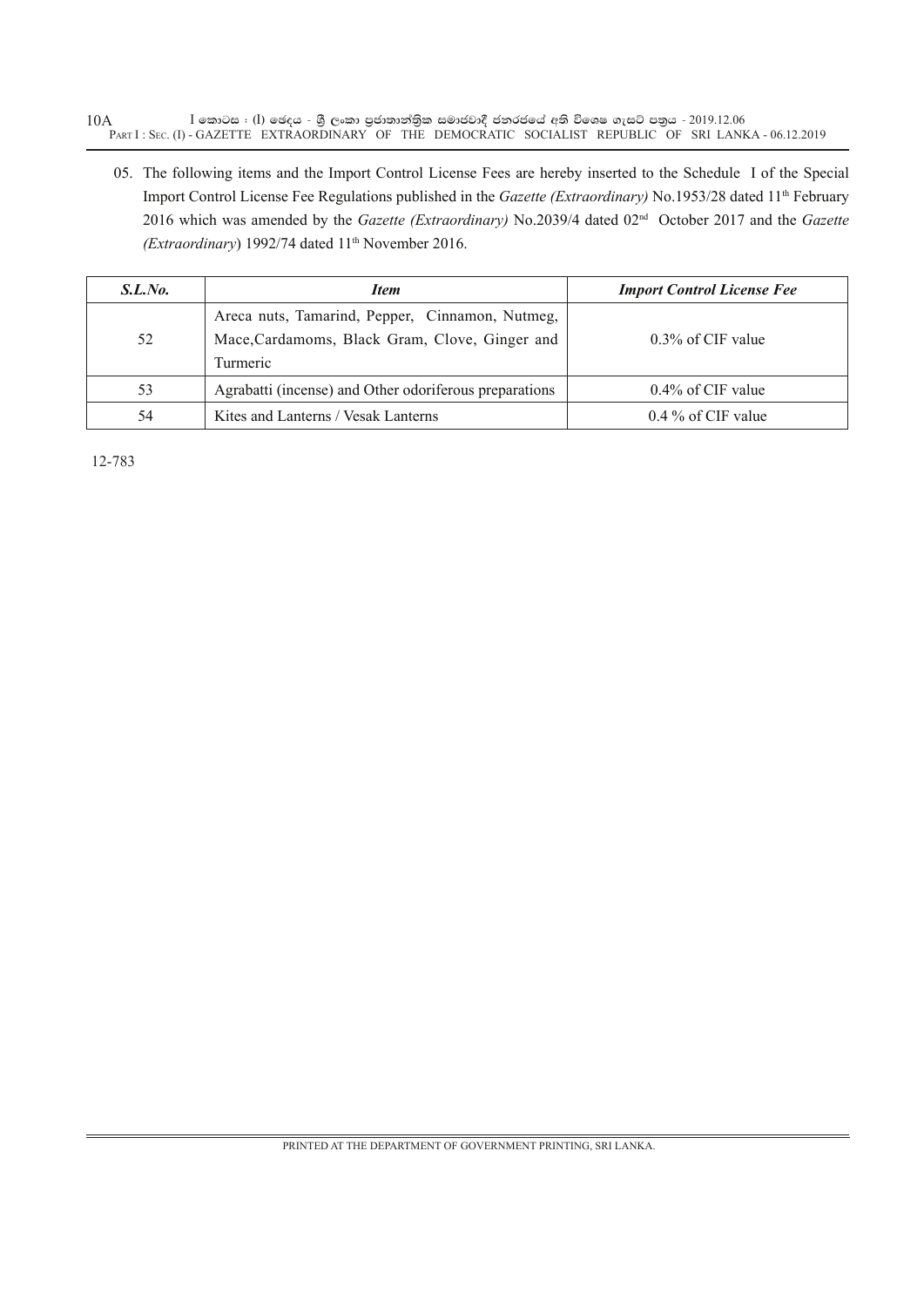05. The following items and the Import Control License Fees are hereby inserted to the Schedule I of the Special Import Control License Fee Regulations published in the *Gazette (Extraordinary)* No.1953/28 dated 11th February 2016 which was amended by the *Gazette (Extraordinary)* No.2039/4 dated 02nd October 2017 and the *Gazette (Extraordinary*) 1992/74 dated 11th November 2016.

| ***S.L.No.*** | ***Item*** | ***Import Control License Fee*** |
|---|---|---|
| 52 | Areca nuts, Tamarind, Pepper, Cinnamon, Nutmeg, Mace,Cardamoms, Black Gram, Clove, Ginger and Turmeric | 0.3% of CIF value |
| 53 | Agrabatti (incense) and Other odoriferous preparations | 0.4% of CIF value |
| 54 | Kites and Lanterns / Vesak Lanterns | 0.4 % of CIF value |

12-783

PRINTED AT THE DEPARTMENT OF GOVERNMENT PRINTING, SRI LANKA.